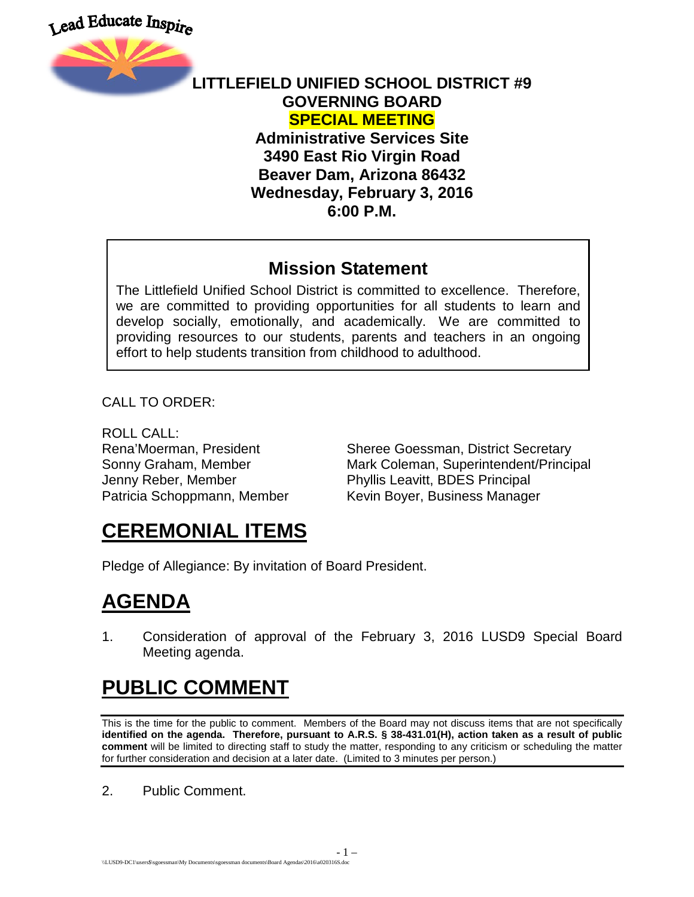Lead Educate Inspire

**LITTLEFIELD UNIFIED SCHOOL DISTRICT #9**
**GOVERNING BOARD**
**SPECIAL MEETING**
**Administrative Services Site**
**3490 East Rio Virgin Road**
**Beaver Dam, Arizona 86432**
**Wednesday, February 3, 2016**
**6:00 P.M.**

## Mission Statement

The Littlefield Unified School District is committed to excellence. Therefore, we are committed to providing opportunities for all students to learn and develop socially, emotionally, and academically. We are committed to providing resources to our students, parents and teachers in an ongoing effort to help students transition from childhood to adulthood.

CALL TO ORDER:

ROLL CALL:

Rena'Moerman, President
Sonny Graham, Member
Jenny Reber, Member
Patricia Schoppmann, Member

Sheree Goessman, District Secretary
Mark Coleman, Superintendent/Principal
Phyllis Leavitt, BDES Principal
Kevin Boyer, Business Manager

# CEREMONIAL ITEMS

Pledge of Allegiance: By invitation of Board President.

# AGENDA

1. Consideration of approval of the February 3, 2016 LUSD9 Special Board Meeting agenda.

# PUBLIC COMMENT

This is the time for the public to comment. Members of the Board may not discuss items that are not specifically **identified on the agenda. Therefore, pursuant to A.R.S. § 38-431.01(H), action taken as a result of public comment** will be limited to directing staff to study the matter, responding to any criticism or scheduling the matter for further consideration and decision at a later date. (Limited to 3 minutes per person.)

2. Public Comment.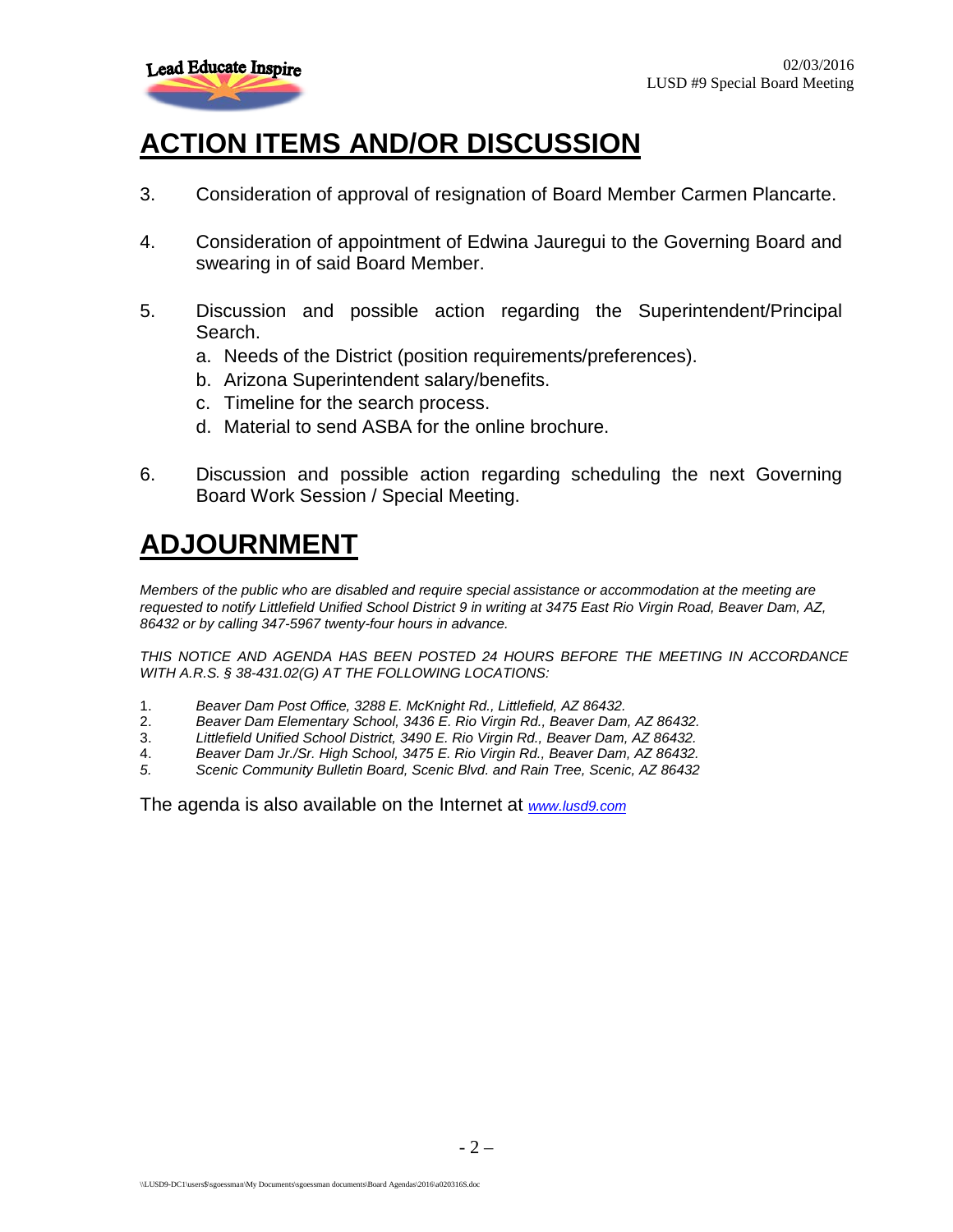# ACTION ITEMS AND/OR DISCUSSION

3. Consideration of approval of resignation of Board Member Carmen Plancarte.

4. Consideration of appointment of Edwina Jauregui to the Governing Board and swearing in of said Board Member.

5. Discussion and possible action regarding the Superintendent/Principal Search.
   a. Needs of the District (position requirements/preferences).
   b. Arizona Superintendent salary/benefits.
   c. Timeline for the search process.
   d. Material to send ASBA for the online brochure.

6. Discussion and possible action regarding scheduling the next Governing Board Work Session / Special Meeting.

# ADJOURNMENT

*Members of the public who are disabled and require special assistance or accommodation at the meeting are requested to notify Littlefield Unified School District 9 in writing at 3475 East Rio Virgin Road, Beaver Dam, AZ, 86432 or by calling 347-5967 twenty-four hours in advance.*

*THIS NOTICE AND AGENDA HAS BEEN POSTED 24 HOURS BEFORE THE MEETING IN ACCORDANCE WITH A.R.S. § 38-431.02(G) AT THE FOLLOWING LOCATIONS:*

1. *Beaver Dam Post Office, 3288 E. McKnight Rd., Littlefield, AZ 86432.*
2. *Beaver Dam Elementary School, 3436 E. Rio Virgin Rd., Beaver Dam, AZ 86432.*
3. *Littlefield Unified School District, 3490 E. Rio Virgin Rd., Beaver Dam, AZ 86432.*
4. *Beaver Dam Jr./Sr. High School, 3475 E. Rio Virgin Rd., Beaver Dam, AZ 86432.*
5. *Scenic Community Bulletin Board, Scenic Blvd. and Rain Tree, Scenic, AZ 86432*

The agenda is also available on the Internet at *www.lusd9.com*